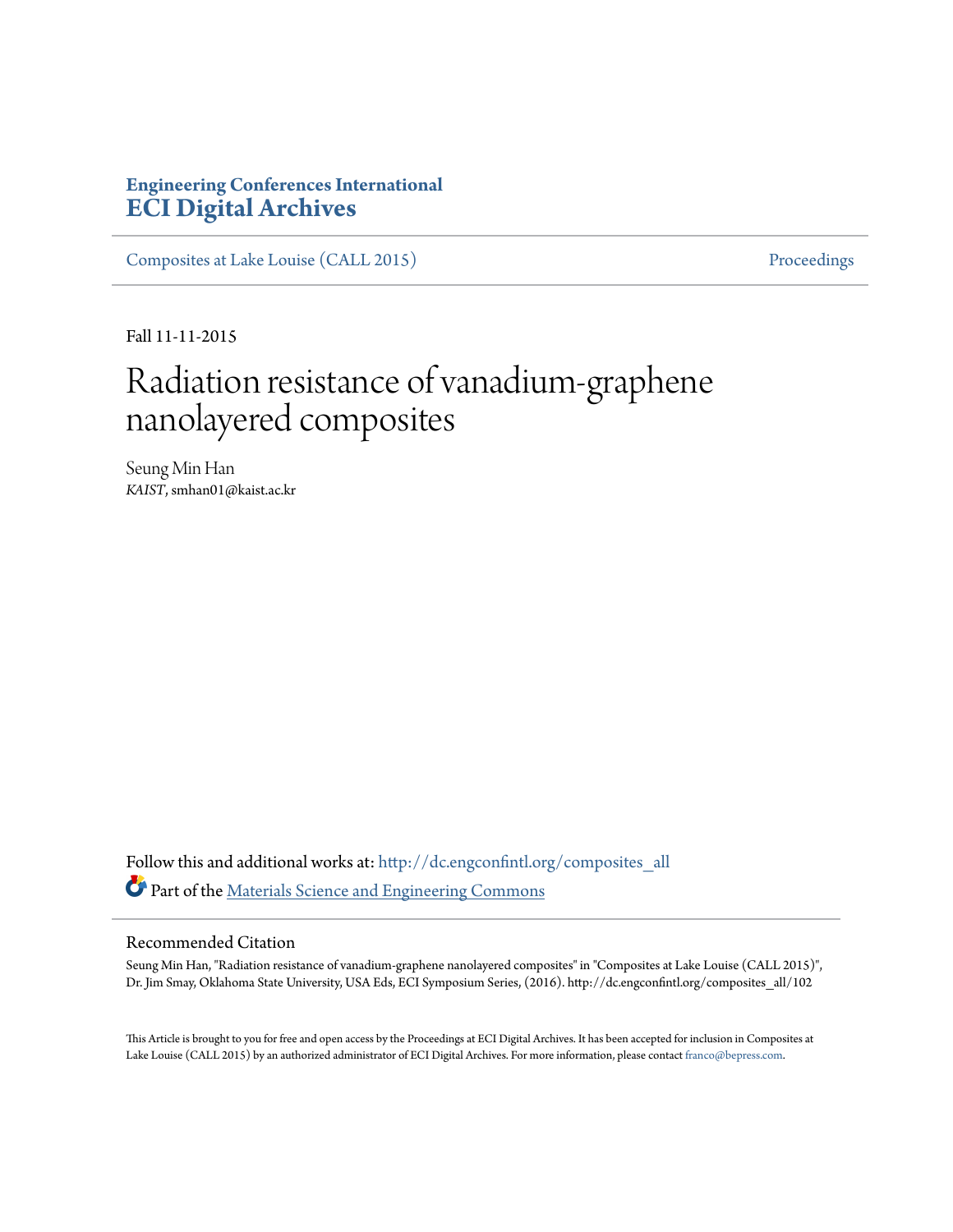# Engineering Conferences International
# ECI Digital Archives

Composites at Lake Louise (CALL 2015) Proceedings

Fall 11-11-2015

# Radiation resistance of vanadium-graphene nanolayered composites

Seung Min Han
*KAIST*, smhan01@kaist.ac.kr

Follow this and additional works at: http://dc.engconfintl.org/composites_all

Part of the Materials Science and Engineering Commons

## Recommended Citation

Seung Min Han, "Radiation resistance of vanadium-graphene nanolayered composites" in "Composites at Lake Louise (CALL 2015)", Dr. Jim Smay, Oklahoma State University, USA Eds, ECI Symposium Series, (2016). http://dc.engconfintl.org/composites_all/102

This Article is brought to you for free and open access by the Proceedings at ECI Digital Archives. It has been accepted for inclusion in Composites at Lake Louise (CALL 2015) by an authorized administrator of ECI Digital Archives. For more information, please contact franco@bepress.com.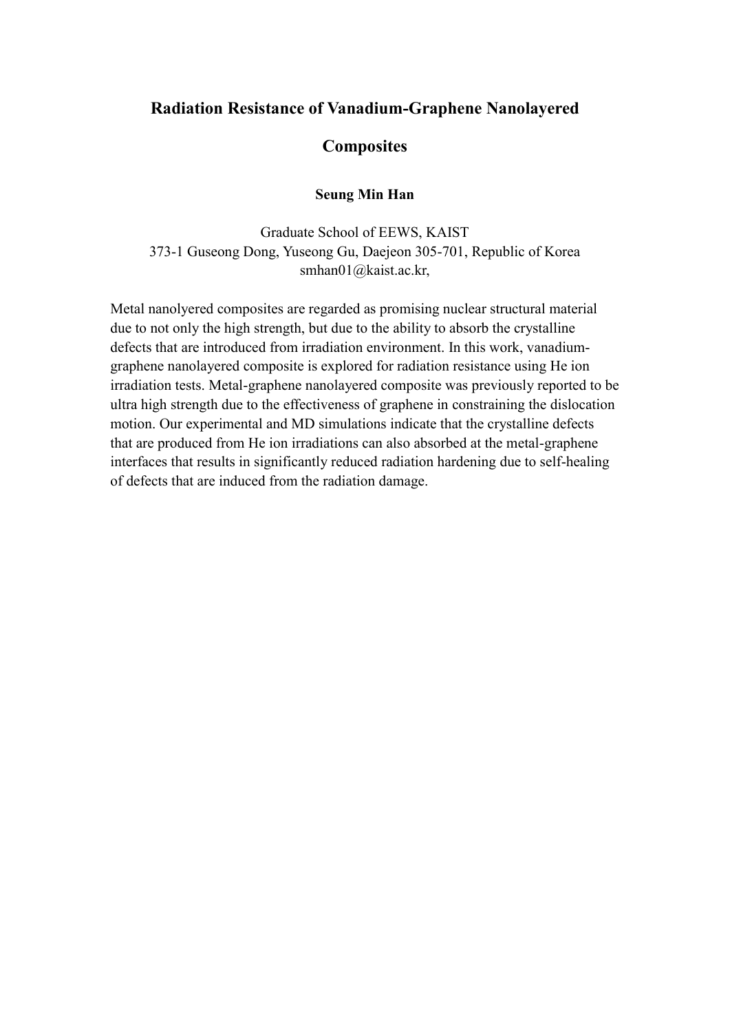# Radiation Resistance of Vanadium-Graphene Nanolayered Composites

**Seung Min Han**

Graduate School of EEWS, KAIST
373-1 Guseong Dong, Yuseong Gu, Daejeon 305-701, Republic of Korea
smhan01@kaist.ac.kr,

Metal nanolyered composites are regarded as promising nuclear structural material due to not only the high strength, but due to the ability to absorb the crystalline defects that are introduced from irradiation environment. In this work, vanadium-graphene nanolayered composite is explored for radiation resistance using He ion irradiation tests. Metal-graphene nanolayered composite was previously reported to be ultra high strength due to the effectiveness of graphene in constraining the dislocation motion. Our experimental and MD simulations indicate that the crystalline defects that are produced from He ion irradiations can also absorbed at the metal-graphene interfaces that results in significantly reduced radiation hardening due to self-healing of defects that are induced from the radiation damage.